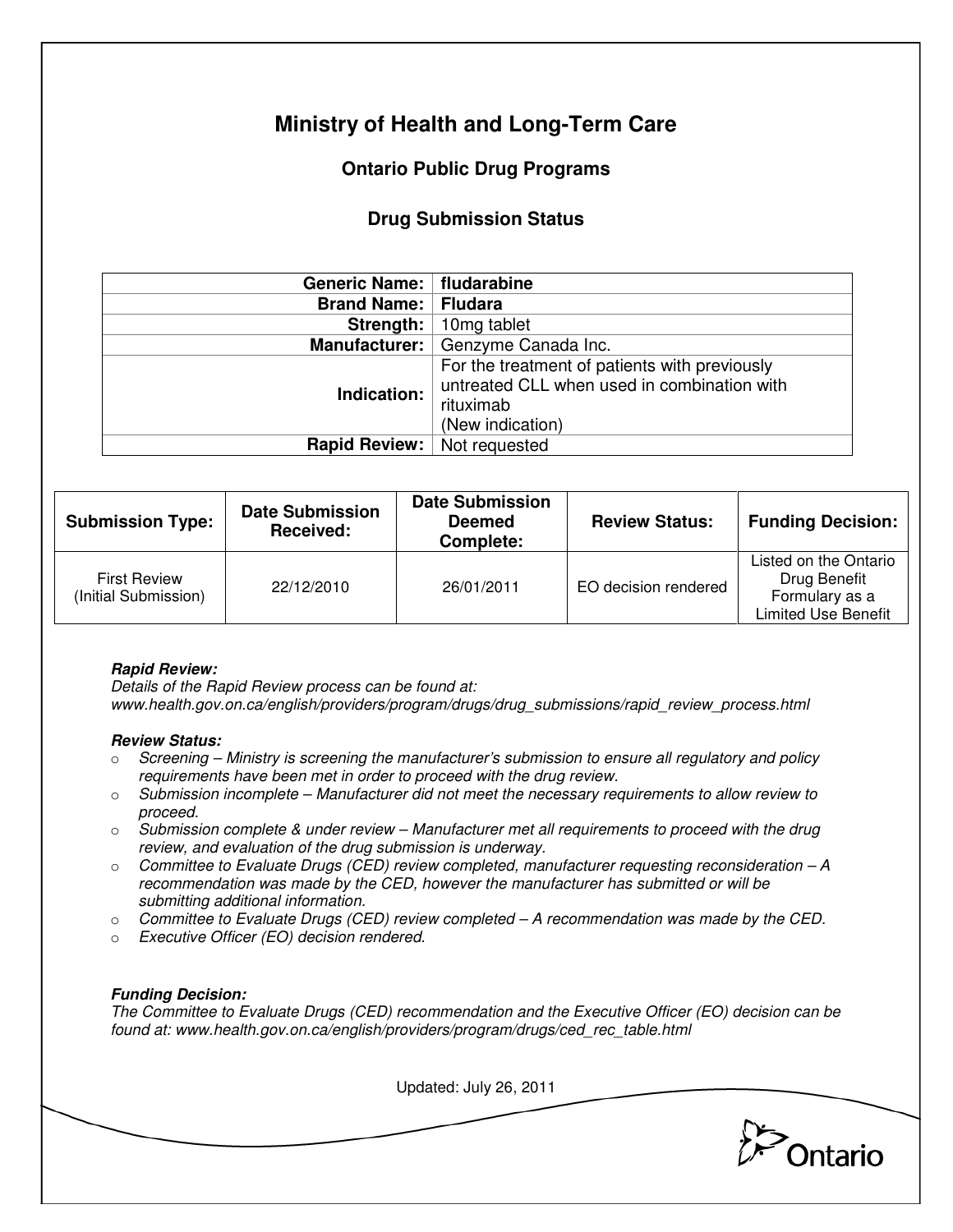# Ministry of Health and Long-Term Care

## Ontario Public Drug Programs

### Drug Submission Status

| | |
|---:|---|
| **Generic Name:** | **fludarabine** |
| **Brand Name:** | **Fludara** |
| **Strength:** | 10mg tablet |
| **Manufacturer:** | Genzyme Canada Inc. |
| **Indication:** | For the treatment of patients with previously untreated CLL when used in combination with rituximab (New indication) |
| **Rapid Review:** | Not requested |

| Submission Type: | Date Submission Received: | Date Submission Deemed Complete: | Review Status: | Funding Decision: |
|---|---|---|---|---|
| First Review (Initial Submission) | 22/12/2010 | 26/01/2011 | EO decision rendered | Listed on the Ontario Drug Benefit Formulary as a Limited Use Benefit |

***Rapid Review:***
*Details of the Rapid Review process can be found at: www.health.gov.on.ca/english/providers/program/drugs/drug_submissions/rapid_review_process.html*

***Review Status:***

- *Screening – Ministry is screening the manufacturer's submission to ensure all regulatory and policy requirements have been met in order to proceed with the drug review.*
- *Submission incomplete – Manufacturer did not meet the necessary requirements to allow review to proceed.*
- *Submission complete & under review – Manufacturer met all requirements to proceed with the drug review, and evaluation of the drug submission is underway.*
- *Committee to Evaluate Drugs (CED) review completed, manufacturer requesting reconsideration – A recommendation was made by the CED, however the manufacturer has submitted or will be submitting additional information.*
- *Committee to Evaluate Drugs (CED) review completed – A recommendation was made by the CED.*
- *Executive Officer (EO) decision rendered.*

***Funding Decision:***
*The Committee to Evaluate Drugs (CED) recommendation and the Executive Officer (EO) decision can be found at: www.health.gov.on.ca/english/providers/program/drugs/ced_rec_table.html*

Updated: July 26, 2011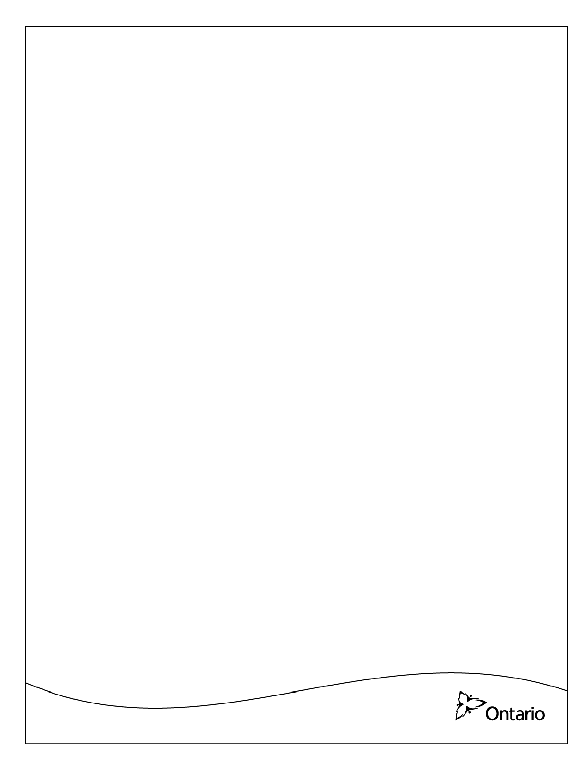Ontario